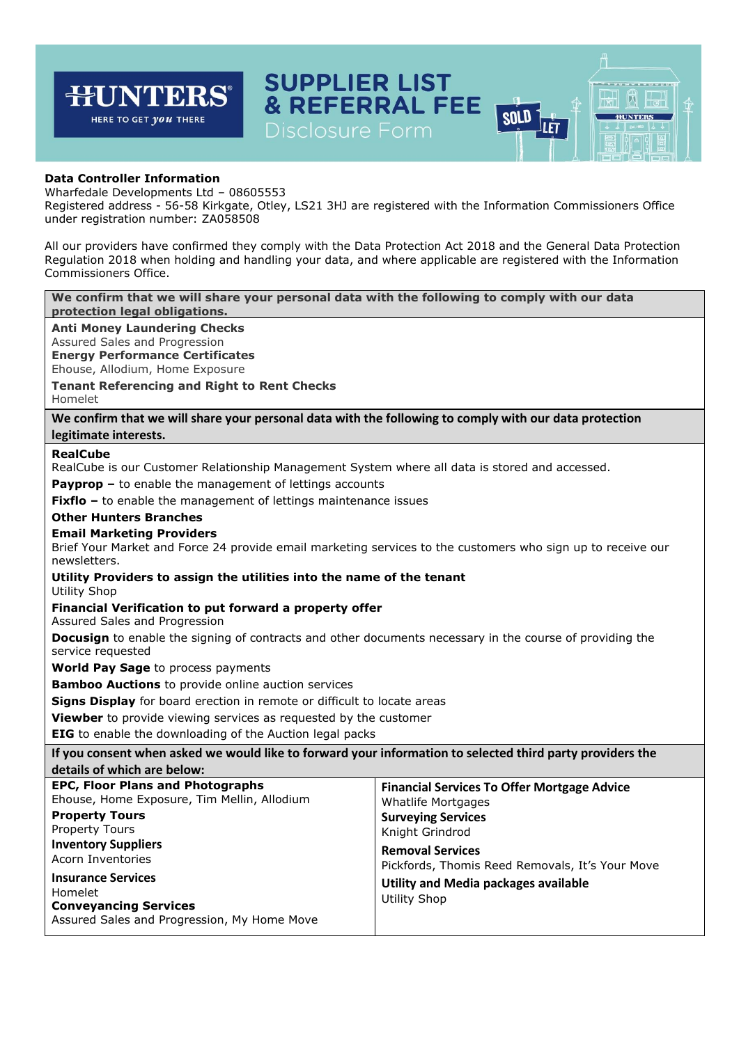# HUNTERS

HERE TO GET *you* THERE

# SUPPLIER LIST & REFERRAL FEE

## Disclosure Form

**Data Controller Information**
Wharfedale Developments Ltd – 08605553
Registered address - 56-58 Kirkgate, Otley, LS21 3HJ are registered with the Information Commissioners Office under registration number: ZA058508

All our providers have confirmed they comply with the Data Protection Act 2018 and the General Data Protection Regulation 2018 when holding and handling your data, and where applicable are registered with the Information Commissioners Office.

**We confirm that we will share your personal data with the following to comply with our data protection legal obligations.**

**Anti Money Laundering Checks**
Assured Sales and Progression
**Energy Performance Certificates**
Ehouse, Allodium, Home Exposure
**Tenant Referencing and Right to Rent Checks**
Homelet

**We confirm that we will share your personal data with the following to comply with our data protection legitimate interests.**

**RealCube**
RealCube is our Customer Relationship Management System where all data is stored and accessed.
**Payprop –** to enable the management of lettings accounts
**Fixflo –** to enable the management of lettings maintenance issues
**Other Hunters Branches**
**Email Marketing Providers**
Brief Your Market and Force 24 provide email marketing services to the customers who sign up to receive our newsletters.
**Utility Providers to assign the utilities into the name of the tenant**
Utility Shop
**Financial Verification to put forward a property offer**
Assured Sales and Progression
**Docusign** to enable the signing of contracts and other documents necessary in the course of providing the service requested
**World Pay Sage** to process payments
**Bamboo Auctions** to provide online auction services
**Signs Display** for board erection in remote or difficult to locate areas
**Viewber** to provide viewing services as requested by the customer
**EIG** to enable the downloading of the Auction legal packs

**If you consent when asked we would like to forward your information to selected third party providers the details of which are below:**

**EPC, Floor Plans and Photographs**
Ehouse, Home Exposure, Tim Mellin, Allodium
**Property Tours**
Property Tours
**Inventory Suppliers**
Acorn Inventories
**Insurance Services**
Homelet
**Conveyancing Services**
Assured Sales and Progression, My Home Move

**Financial Services To Offer Mortgage Advice**
Whatlife Mortgages
**Surveying Services**
Knight Grindrod
**Removal Services**
Pickfords, Thomis Reed Removals, It's Your Move
**Utility and Media packages available**
Utility Shop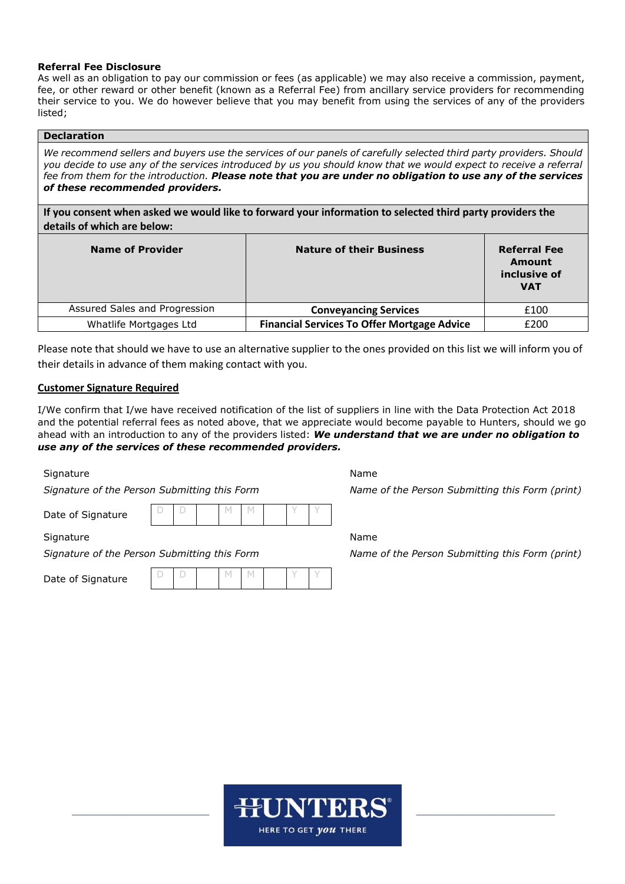**Referral Fee Disclosure**

As well as an obligation to pay our commission or fees (as applicable) we may also receive a commission, payment, fee, or other reward or other benefit (known as a Referral Fee) from ancillary service providers for recommending their service to you. We do however believe that you may benefit from using the services of any of the providers listed;

**Declaration**

*We recommend sellers and buyers use the services of our panels of carefully selected third party providers. Should you decide to use any of the services introduced by us you should know that we would expect to receive a referral fee from them for the introduction.* ***Please note that you are under no obligation to use any of the services of these recommended providers.***

**If you consent when asked we would like to forward your information to selected third party providers the details of which are below:**

| Name of Provider | Nature of their Business | Referral Fee Amount inclusive of VAT |
|---|---|---|
| Assured Sales and Progression | **Conveyancing Services** | £100 |
| Whatlife Mortgages Ltd | **Financial Services To Offer Mortgage Advice** | £200 |

Please note that should we have to use an alternative supplier to the ones provided on this list we will inform you of their details in advance of them making contact with you.

**Customer Signature Required**

I/We confirm that I/we have received notification of the list of suppliers in line with the Data Protection Act 2018 and the potential referral fees as noted above, that we appreciate would become payable to Hunters, should we go ahead with an introduction to any of the providers listed: ***We understand that we are under no obligation to use any of the services of these recommended providers.***

Signature

*Signature of the Person Submitting this Form*

Name

*Name of the Person Submitting this Form (print)*

Date of Signature D D / M M / Y Y

Signature

*Signature of the Person Submitting this Form*

Name

*Name of the Person Submitting this Form (print)*

Date of Signature D D / M M / Y Y

HUNTERS®
HERE TO GET *you* THERE